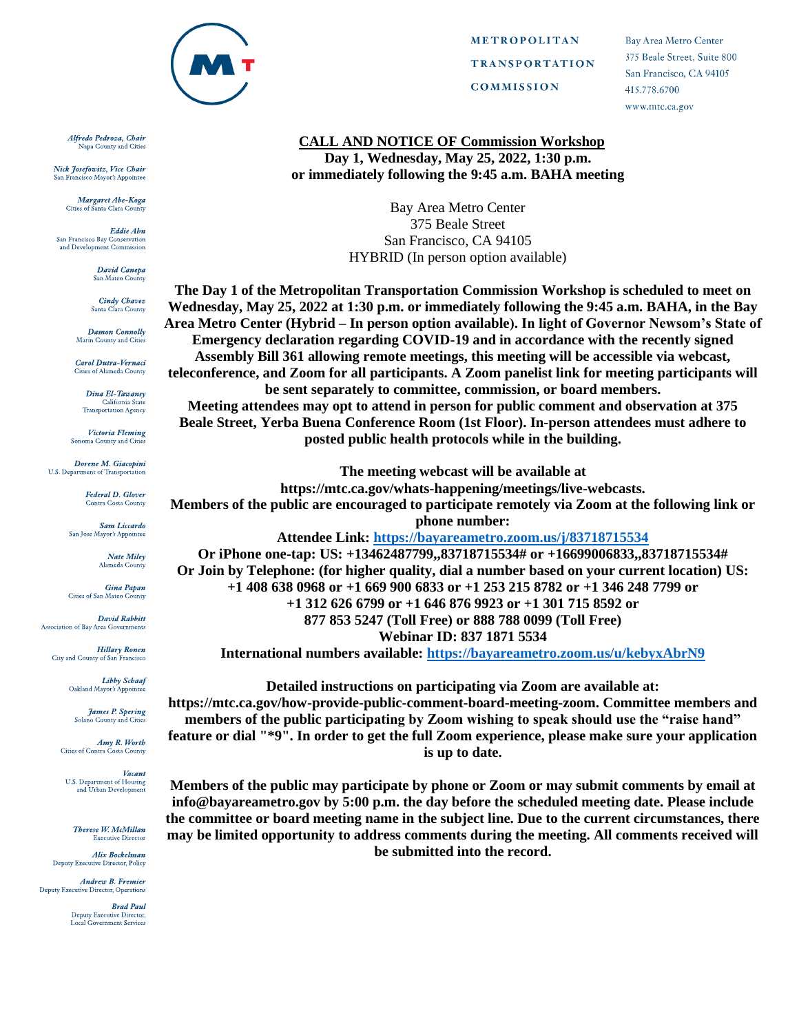METROPOLITAN TRANSPORTATION COMMISSION

Bay Area Metro Center
375 Beale Street, Suite 800
San Francisco, CA 94105
415.778.6700
www.mtc.ca.gov

*Alfredo Pedroza, Chair*
Napa County and Cities

*Nick Josefowitz, Vice Chair*
San Francisco Mayor's Appointee

*Margaret Abe-Koga*
Cities of Santa Clara County

*Eddie Ahn*
San Francisco Bay Conservation and Development Commission

*David Canepa*
San Mateo County

*Cindy Chavez*
Santa Clara County

*Damon Connolly*
Marin County and Cities

*Carol Dutra-Vernaci*
Cities of Alameda County

*Dina El-Tawansy*
California State Transportation Agency

*Victoria Fleming*
Sonoma County and Cities

*Dorene M. Giacopini*
U.S. Department of Transportation

*Federal D. Glover*
Contra Costa County

*Sam Liccardo*
San Jose Mayor's Appointee

*Nate Miley*
Alameda County

*Gina Papan*
Cities of San Mateo County

*David Rabbitt*
Association of Bay Area Governments

*Hillary Ronen*
City and County of San Francisco

*Libby Schaaf*
Oakland Mayor's Appointee

*James P. Spering*
Solano County and Cities

*Amy R. Worth*
Cities of Contra Costa County

*Vacant*
U.S. Department of Housing and Urban Development

*Therese W. McMillan*
Executive Director

*Alix Bockelman*
Deputy Executive Director, Policy

*Andrew B. Fremier*
Deputy Executive Director, Operations

*Brad Paul*
Deputy Executive Director, Local Government Services

**CALL AND NOTICE OF Commission Workshop**

**Day 1, Wednesday, May 25, 2022, 1:30 p.m.**
**or immediately following the 9:45 a.m. BAHA meeting**

Bay Area Metro Center
375 Beale Street
San Francisco, CA 94105
HYBRID (In person option available)

**The Day 1 of the Metropolitan Transportation Commission Workshop is scheduled to meet on Wednesday, May 25, 2022 at 1:30 p.m. or immediately following the 9:45 a.m. BAHA, in the Bay Area Metro Center (Hybrid – In person option available). In light of Governor Newsom's State of Emergency declaration regarding COVID-19 and in accordance with the recently signed Assembly Bill 361 allowing remote meetings, this meeting will be accessible via webcast, teleconference, and Zoom for all participants. A Zoom panelist link for meeting participants will be sent separately to committee, commission, or board members.**
**Meeting attendees may opt to attend in person for public comment and observation at 375 Beale Street, Yerba Buena Conference Room (1st Floor). In-person attendees must adhere to posted public health protocols while in the building.**

**The meeting webcast will be available at**
**https://mtc.ca.gov/whats-happening/meetings/live-webcasts.**
**Members of the public are encouraged to participate remotely via Zoom at the following link or phone number:**
**Attendee Link: https://bayareametro.zoom.us/j/83718715534**
**Or iPhone one-tap: US: +13462487799,,83718715534# or +16699006833,,83718715534#**
**Or Join by Telephone: (for higher quality, dial a number based on your current location) US:**
**+1 408 638 0968 or +1 669 900 6833 or +1 253 215 8782 or +1 346 248 7799 or**
**+1 312 626 6799 or +1 646 876 9923 or +1 301 715 8592 or**
**877 853 5247 (Toll Free) or 888 788 0099 (Toll Free)**
**Webinar ID: 837 1871 5534**
**International numbers available: https://bayareametro.zoom.us/u/kebyxAbrN9**

**Detailed instructions on participating via Zoom are available at:**
**https://mtc.ca.gov/how-provide-public-comment-board-meeting-zoom. Committee members and members of the public participating by Zoom wishing to speak should use the "raise hand" feature or dial "*9". In order to get the full Zoom experience, please make sure your application is up to date.**

**Members of the public may participate by phone or Zoom or may submit comments by email at info@bayareametro.gov by 5:00 p.m. the day before the scheduled meeting date. Please include the committee or board meeting name in the subject line. Due to the current circumstances, there may be limited opportunity to address comments during the meeting. All comments received will be submitted into the record.**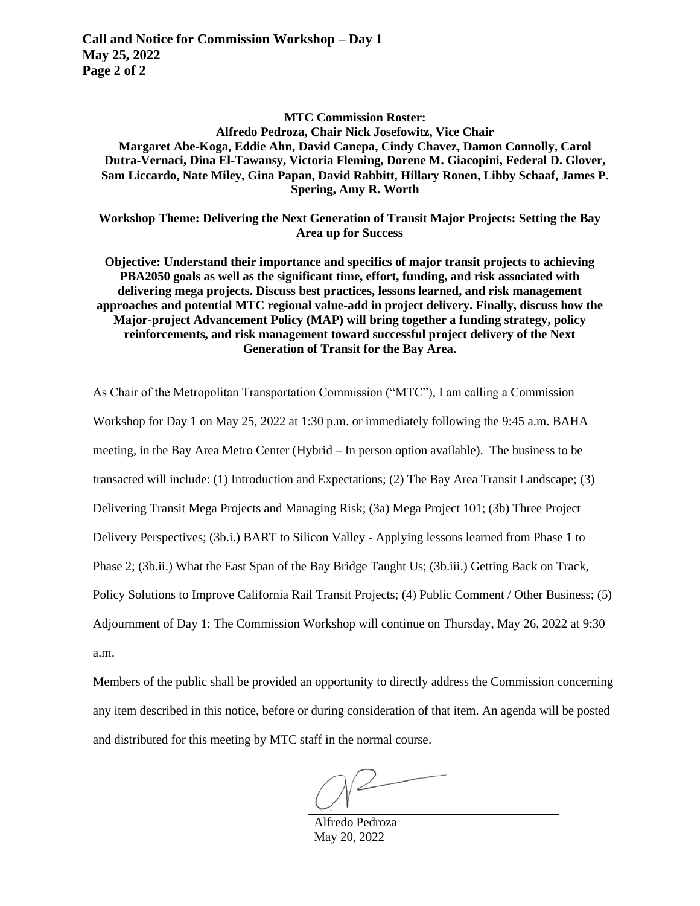**MTC Commission Roster:**
**Alfredo Pedroza, Chair Nick Josefowitz, Vice Chair**
**Margaret Abe-Koga, Eddie Ahn, David Canepa, Cindy Chavez, Damon Connolly, Carol Dutra-Vernaci, Dina El-Tawansy, Victoria Fleming, Dorene M. Giacopini, Federal D. Glover, Sam Liccardo, Nate Miley, Gina Papan, David Rabbitt, Hillary Ronen, Libby Schaaf, James P. Spering, Amy R. Worth**

**Workshop Theme: Delivering the Next Generation of Transit Major Projects: Setting the Bay Area up for Success**

**Objective: Understand their importance and specifics of major transit projects to achieving PBA2050 goals as well as the significant time, effort, funding, and risk associated with delivering mega projects. Discuss best practices, lessons learned, and risk management approaches and potential MTC regional value-add in project delivery. Finally, discuss how the Major-project Advancement Policy (MAP) will bring together a funding strategy, policy reinforcements, and risk management toward successful project delivery of the Next Generation of Transit for the Bay Area.**

As Chair of the Metropolitan Transportation Commission ("MTC"), I am calling a Commission Workshop for Day 1 on May 25, 2022 at 1:30 p.m. or immediately following the 9:45 a.m. BAHA meeting, in the Bay Area Metro Center (Hybrid – In person option available). The business to be transacted will include: (1) Introduction and Expectations; (2) The Bay Area Transit Landscape; (3) Delivering Transit Mega Projects and Managing Risk; (3a) Mega Project 101; (3b) Three Project Delivery Perspectives; (3b.i.) BART to Silicon Valley - Applying lessons learned from Phase 1 to Phase 2; (3b.ii.) What the East Span of the Bay Bridge Taught Us; (3b.iii.) Getting Back on Track, Policy Solutions to Improve California Rail Transit Projects; (4) Public Comment / Other Business; (5) Adjournment of Day 1: The Commission Workshop will continue on Thursday, May 26, 2022 at 9:30 a.m.

Members of the public shall be provided an opportunity to directly address the Commission concerning any item described in this notice, before or during consideration of that item. An agenda will be posted and distributed for this meeting by MTC staff in the normal course.

Alfredo Pedroza
May 20, 2022